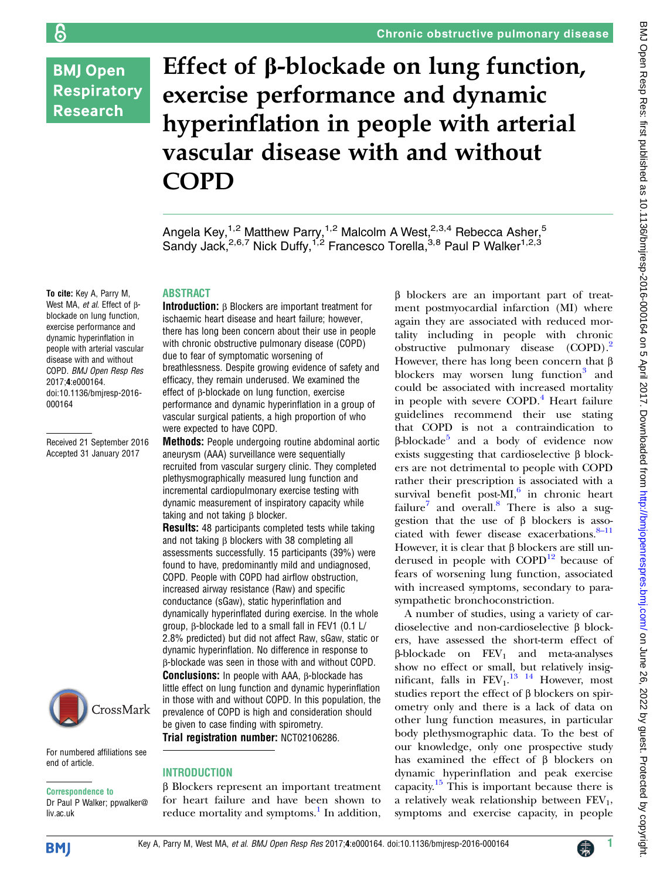# Effect of β-blockade on lung function, exercise performance and dynamic hyperinflation in people with arterial vascular disease with and without COPD

Angela Key,[1,2] Matthew Parry,[1,2] Malcolm A West,[2,3,4] Rebecca Asher,[5] Sandy Jack,[2,6,7] Nick Duffy,[1,2] Francesco Torella,[3,8] Paul P Walker[1,2,3]

**To cite:** Key A, Parry M, West MA, *et al*. Effect of β-blockade on lung function, exercise performance and dynamic hyperinflation in people with arterial vascular disease with and without COPD. *BMJ Open Resp Res* 2017;**4**:e000164. doi:10.1136/bmjresp-2016-000164

Received 21 September 2016
Accepted 31 January 2017

For numbered affiliations see end of article.

**Correspondence to**
Dr Paul P Walker; ppwalker@liv.ac.uk

## ABSTRACT

**Introduction:** β Blockers are important treatment for ischaemic heart disease and heart failure; however, there has long been concern about their use in people with chronic obstructive pulmonary disease (COPD) due to fear of symptomatic worsening of breathlessness. Despite growing evidence of safety and efficacy, they remain underused. We examined the effect of β-blockade on lung function, exercise performance and dynamic hyperinflation in a group of vascular surgical patients, a high proportion of who were expected to have COPD.

**Methods:** People undergoing routine abdominal aortic aneurysm (AAA) surveillance were sequentially recruited from vascular surgery clinic. They completed plethysmographically measured lung function and incremental cardiopulmonary exercise testing with dynamic measurement of inspiratory capacity while taking and not taking β blocker.

**Results:** 48 participants completed tests while taking and not taking β blockers with 38 completing all assessments successfully. 15 participants (39%) were found to have, predominantly mild and undiagnosed, COPD. People with COPD had airflow obstruction, increased airway resistance (Raw) and specific conductance (sGaw), static hyperinflation and dynamically hyperinflated during exercise. In the whole group, β-blockade led to a small fall in FEV1 (0.1 L/2.8% predicted) but did not affect Raw, sGaw, static or dynamic hyperinflation. No difference in response to β-blockade was seen in those with and without COPD.

**Conclusions:** In people with AAA, β-blockade has little effect on lung function and dynamic hyperinflation in those with and without COPD. In this population, the prevalence of COPD is high and consideration should be given to case finding with spirometry.

**Trial registration number:** NCT02106286.

## INTRODUCTION

β Blockers represent an important treatment for heart failure and have been shown to reduce mortality and symptoms.[1] In addition, β blockers are an important part of treatment postmyocardial infarction (MI) where again they are associated with reduced mortality including in people with chronic obstructive pulmonary disease (COPD).[2] However, there has long been concern that β blockers may worsen lung function[3] and could be associated with increased mortality in people with severe COPD.[4] Heart failure guidelines recommend their use stating that COPD is not a contraindication to β-blockade[5] and a body of evidence now exists suggesting that cardioselective β blockers are not detrimental to people with COPD rather their prescription is associated with a survival benefit post-MI,[6] in chronic heart failure[7] and overall.[8] There is also a suggestion that the use of β blockers is associated with fewer disease exacerbations.[8–11] However, it is clear that β blockers are still underused in people with COPD[12] because of fears of worsening lung function, associated with increased symptoms, secondary to parasympathetic bronchoconstriction.

A number of studies, using a variety of cardioselective and non-cardioselective β blockers, have assessed the short-term effect of β-blockade on $FEV_1$ and meta-analyses show no effect or small, but relatively insignificant, falls in $FEV_1$.[13 14] However, most studies report the effect of β blockers on spirometry only and there is a lack of data on other lung function measures, in particular body plethysmographic data. To the best of our knowledge, only one prospective study has examined the effect of β blockers on dynamic hyperinflation and peak exercise capacity.[15] This is important because there is a relatively weak relationship between $FEV_1$, symptoms and exercise capacity, in people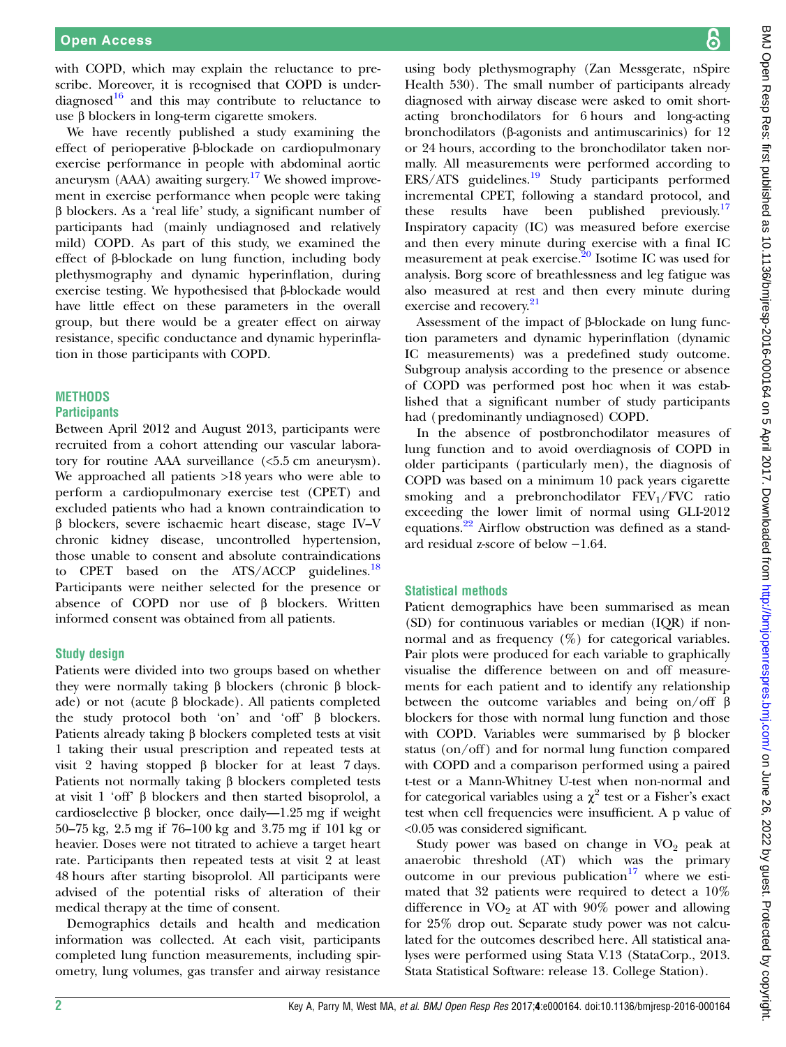with COPD, which may explain the reluctance to prescribe. Moreover, it is recognised that COPD is underdiagnosed[16] and this may contribute to reluctance to use β blockers in long-term cigarette smokers.

We have recently published a study examining the effect of perioperative β-blockade on cardiopulmonary exercise performance in people with abdominal aortic aneurysm (AAA) awaiting surgery.[17] We showed improvement in exercise performance when people were taking β blockers. As a 'real life' study, a significant number of participants had (mainly undiagnosed and relatively mild) COPD. As part of this study, we examined the effect of β-blockade on lung function, including body plethysmography and dynamic hyperinflation, during exercise testing. We hypothesised that β-blockade would have little effect on these parameters in the overall group, but there would be a greater effect on airway resistance, specific conductance and dynamic hyperinflation in those participants with COPD.

## METHODS

### Participants

Between April 2012 and August 2013, participants were recruited from a cohort attending our vascular laboratory for routine AAA surveillance (<5.5 cm aneurysm). We approached all patients >18 years who were able to perform a cardiopulmonary exercise test (CPET) and excluded patients who had a known contraindication to β blockers, severe ischaemic heart disease, stage IV–V chronic kidney disease, uncontrolled hypertension, those unable to consent and absolute contraindications to CPET based on the ATS/ACCP guidelines.[18] Participants were neither selected for the presence or absence of COPD nor use of β blockers. Written informed consent was obtained from all patients.

### Study design

Patients were divided into two groups based on whether they were normally taking β blockers (chronic β blockade) or not (acute β blockade). All patients completed the study protocol both 'on' and 'off' β blockers. Patients already taking β blockers completed tests at visit 1 taking their usual prescription and repeated tests at visit 2 having stopped β blocker for at least 7 days. Patients not normally taking β blockers completed tests at visit 1 'off' β blockers and then started bisoprolol, a cardioselective β blocker, once daily—1.25 mg if weight 50–75 kg, 2.5 mg if 76–100 kg and 3.75 mg if 101 kg or heavier. Doses were not titrated to achieve a target heart rate. Participants then repeated tests at visit 2 at least 48 hours after starting bisoprolol. All participants were advised of the potential risks of alteration of their medical therapy at the time of consent.

Demographics details and health and medication information was collected. At each visit, participants completed lung function measurements, including spirometry, lung volumes, gas transfer and airway resistance using body plethysmography (Zan Messgerate, nSpire Health 530). The small number of participants already diagnosed with airway disease were asked to omit short-acting bronchodilators for 6 hours and long-acting bronchodilators (β-agonists and antimuscarinics) for 12 or 24 hours, according to the bronchodilator taken normally. All measurements were performed according to ERS/ATS guidelines.[19] Study participants performed incremental CPET, following a standard protocol, and these results have been published previously.[17] Inspiratory capacity (IC) was measured before exercise and then every minute during exercise with a final IC measurement at peak exercise.[20] Isotime IC was used for analysis. Borg score of breathlessness and leg fatigue was also measured at rest and then every minute during exercise and recovery.[21]

Assessment of the impact of β-blockade on lung function parameters and dynamic hyperinflation (dynamic IC measurements) was a predefined study outcome. Subgroup analysis according to the presence or absence of COPD was performed post hoc when it was established that a significant number of study participants had (predominantly undiagnosed) COPD.

In the absence of postbronchodilator measures of lung function and to avoid overdiagnosis of COPD in older participants (particularly men), the diagnosis of COPD was based on a minimum 10 pack years cigarette smoking and a prebronchodilator $FEV_1/FVC$ ratio exceeding the lower limit of normal using GLI-2012 equations.[22] Airflow obstruction was defined as a standard residual z-score of below −1.64.

### Statistical methods

Patient demographics have been summarised as mean (SD) for continuous variables or median (IQR) if non-normal and as frequency (%) for categorical variables. Pair plots were produced for each variable to graphically visualise the difference between on and off measurements for each patient and to identify any relationship between the outcome variables and being on/off β blockers for those with normal lung function and those with COPD. Variables were summarised by β blocker status (on/off) and for normal lung function compared with COPD and a comparison performed using a paired t-test or a Mann-Whitney U-test when non-normal and for categorical variables using a $\chi^2$ test or a Fisher's exact test when cell frequencies were insufficient. A p value of <0.05 was considered significant.

Study power was based on change in $VO_2$ peak at anaerobic threshold (AT) which was the primary outcome in our previous publication[17] where we estimated that 32 patients were required to detect a 10% difference in $VO_2$ at AT with 90% power and allowing for 25% drop out. Separate study power was not calculated for the outcomes described here. All statistical analyses were performed using Stata V.13 (StataCorp., 2013. Stata Statistical Software: release 13. College Station).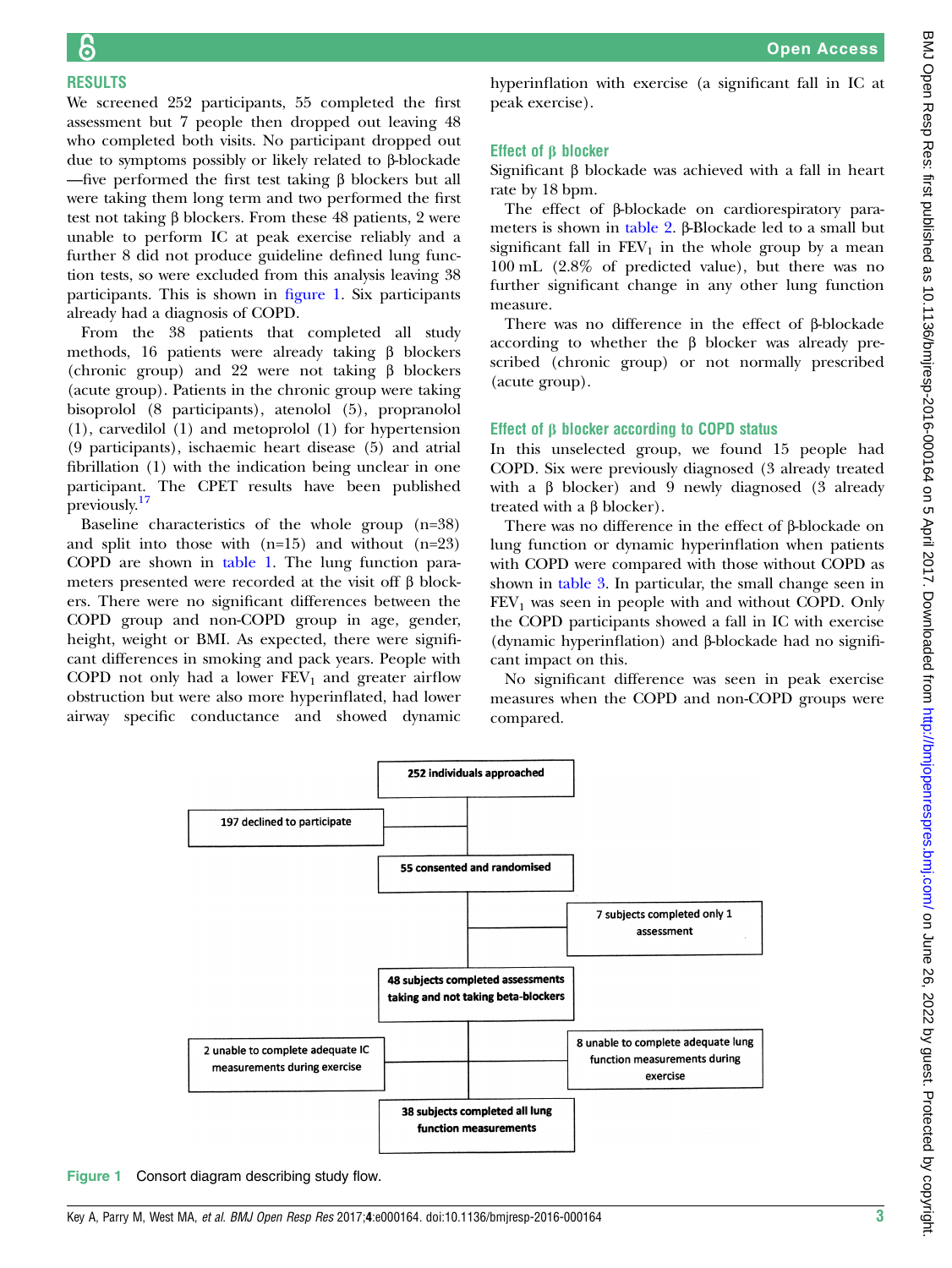## RESULTS

We screened 252 participants, 55 completed the first assessment but 7 people then dropped out leaving 48 who completed both visits. No participant dropped out due to symptoms possibly or likely related to β-blockade—five performed the first test taking β blockers but all were taking them long term and two performed the first test not taking β blockers. From these 48 patients, 2 were unable to perform IC at peak exercise reliably and a further 8 did not produce guideline defined lung function tests, so were excluded from this analysis leaving 38 participants. This is shown in figure 1. Six participants already had a diagnosis of COPD.

From the 38 patients that completed all study methods, 16 patients were already taking β blockers (chronic group) and 22 were not taking β blockers (acute group). Patients in the chronic group were taking bisoprolol (8 participants), atenolol (5), propranolol (1), carvedilol (1) and metoprolol (1) for hypertension (9 participants), ischaemic heart disease (5) and atrial fibrillation (1) with the indication being unclear in one participant. The CPET results have been published previously.[17]

Baseline characteristics of the whole group (n=38) and split into those with (n=15) and without (n=23) COPD are shown in table 1. The lung function parameters presented were recorded at the visit off β blockers. There were no significant differences between the COPD group and non-COPD group in age, gender, height, weight or BMI. As expected, there were significant differences in smoking and pack years. People with COPD not only had a lower $FEV_1$ and greater airflow obstruction but were also more hyperinflated, had lower airway specific conductance and showed dynamic hyperinflation with exercise (a significant fall in IC at peak exercise).

### Effect of β blocker

Significant β blockade was achieved with a fall in heart rate by 18 bpm.

The effect of β-blockade on cardiorespiratory parameters is shown in table 2. β-Blockade led to a small but significant fall in $FEV_1$ in the whole group by a mean 100 mL (2.8% of predicted value), but there was no further significant change in any other lung function measure.

There was no difference in the effect of β-blockade according to whether the β blocker was already prescribed (chronic group) or not normally prescribed (acute group).

### Effect of β blocker according to COPD status

In this unselected group, we found 15 people had COPD. Six were previously diagnosed (3 already treated with a β blocker) and 9 newly diagnosed (3 already treated with a β blocker).

There was no difference in the effect of β-blockade on lung function or dynamic hyperinflation when patients with COPD were compared with those without COPD as shown in table 3. In particular, the small change seen in $FEV_1$ was seen in people with and without COPD. Only the COPD participants showed a fall in IC with exercise (dynamic hyperinflation) and β-blockade had no significant impact on this.

No significant difference was seen in peak exercise measures when the COPD and non-COPD groups were compared.

252 individuals approached

197 declined to participate

55 consented and randomised

7 subjects completed only 1 assessment

48 subjects completed assessments taking and not taking beta-blockers

2 unable to complete adequate IC measurements during exercise

8 unable to complete adequate lung function measurements during exercise

38 subjects completed all lung function measurements

Figure 1 Consort diagram describing study flow.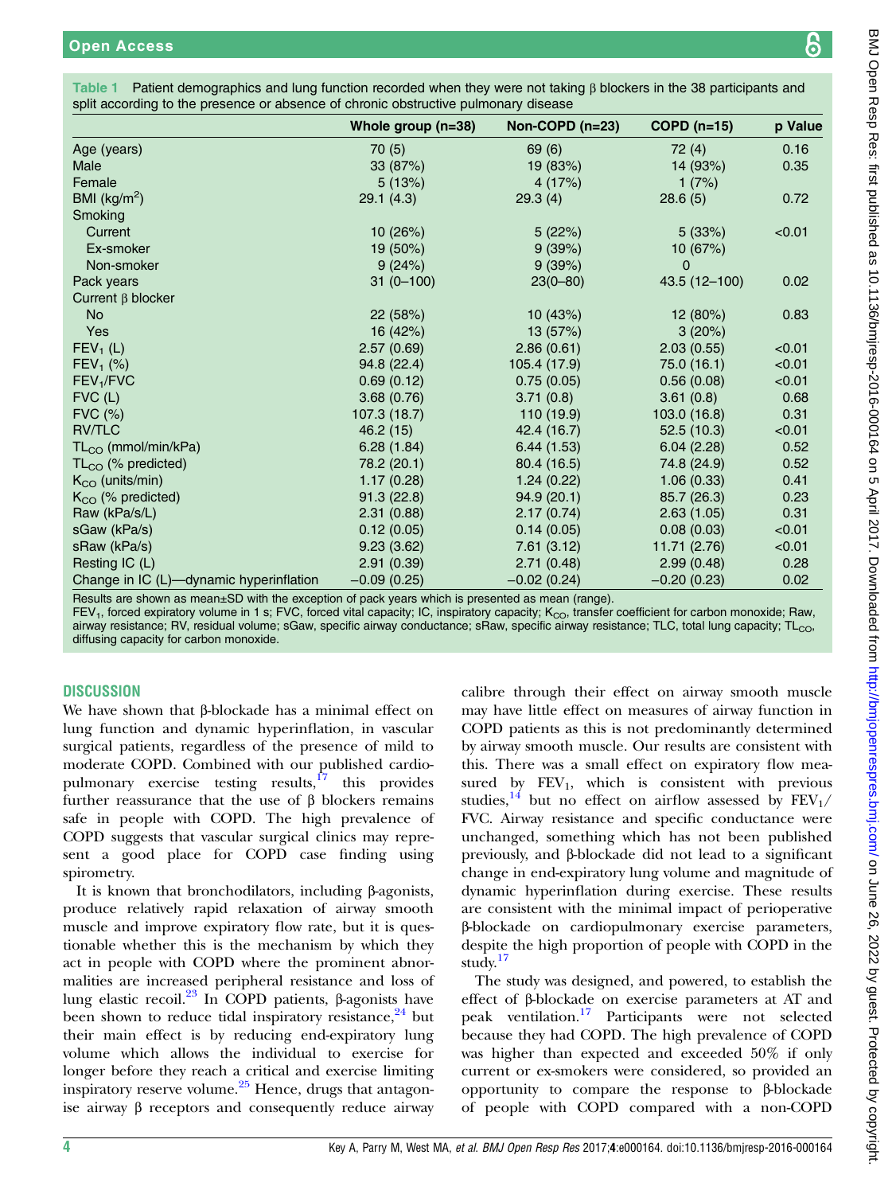**Table 1** Patient demographics and lung function recorded when they were not taking β blockers in the 38 participants and split according to the presence or absence of chronic obstructive pulmonary disease

| | Whole group (n=38) | Non-COPD (n=23) | COPD (n=15) | p Value |
|---|---|---|---|---|
| Age (years) | 70 (5) | 69 (6) | 72 (4) | 0.16 |
| Male | 33 (87%) | 19 (83%) | 14 (93%) | 0.35 |
| Female | 5 (13%) | 4 (17%) | 1 (7%) | |
| BMI (kg/m$^2$) | 29.1 (4.3) | 29.3 (4) | 28.6 (5) | 0.72 |
| Smoking | | | | |
| Current | 10 (26%) | 5 (22%) | 5 (33%) | <0.01 |
| Ex-smoker | 19 (50%) | 9 (39%) | 10 (67%) | |
| Non-smoker | 9 (24%) | 9 (39%) | 0 | |
| Pack years | 31 (0–100) | 23(0–80) | 43.5 (12–100) | 0.02 |
| Current β blocker | | | | |
| No | 22 (58%) | 10 (43%) | 12 (80%) | 0.83 |
| Yes | 16 (42%) | 13 (57%) | 3 (20%) | |
| $FEV_1$ (L) | 2.57 (0.69) | 2.86 (0.61) | 2.03 (0.55) | <0.01 |
| $FEV_1$ (%) | 94.8 (22.4) | 105.4 (17.9) | 75.0 (16.1) | <0.01 |
| $FEV_1$/FVC | 0.69 (0.12) | 0.75 (0.05) | 0.56 (0.08) | <0.01 |
| FVC (L) | 3.68 (0.76) | 3.71 (0.8) | 3.61 (0.8) | 0.68 |
| FVC (%) | 107.3 (18.7) | 110 (19.9) | 103.0 (16.8) | 0.31 |
| RV/TLC | 46.2 (15) | 42.4 (16.7) | 52.5 (10.3) | <0.01 |
| $TL_{CO}$ (mmol/min/kPa) | 6.28 (1.84) | 6.44 (1.53) | 6.04 (2.28) | 0.52 |
| $TL_{CO}$ (% predicted) | 78.2 (20.1) | 80.4 (16.5) | 74.8 (24.9) | 0.52 |
| $K_{CO}$ (units/min) | 1.17 (0.28) | 1.24 (0.22) | 1.06 (0.33) | 0.41 |
| $K_{CO}$ (% predicted) | 91.3 (22.8) | 94.9 (20.1) | 85.7 (26.3) | 0.23 |
| Raw (kPa/s/L) | 2.31 (0.88) | 2.17 (0.74) | 2.63 (1.05) | 0.31 |
| sGaw (kPa/s) | 0.12 (0.05) | 0.14 (0.05) | 0.08 (0.03) | <0.01 |
| sRaw (kPa/s) | 9.23 (3.62) | 7.61 (3.12) | 11.71 (2.76) | <0.01 |
| Resting IC (L) | 2.91 (0.39) | 2.71 (0.48) | 2.99 (0.48) | 0.28 |
| Change in IC (L)—dynamic hyperinflation | −0.09 (0.25) | −0.02 (0.24) | −0.20 (0.23) | 0.02 |

Results are shown as mean±SD with the exception of pack years which is presented as mean (range).
$FEV_1$, forced expiratory volume in 1 s; FVC, forced vital capacity; IC, inspiratory capacity; $K_{CO}$, transfer coefficient for carbon monoxide; Raw, airway resistance; RV, residual volume; sGaw, specific airway conductance; sRaw, specific airway resistance; TLC, total lung capacity; $TL_{CO}$, diffusing capacity for carbon monoxide.

## DISCUSSION

We have shown that β-blockade has a minimal effect on lung function and dynamic hyperinflation, in vascular surgical patients, regardless of the presence of mild to moderate COPD. Combined with our published cardiopulmonary exercise testing results,[17] this provides further reassurance that the use of β blockers remains safe in people with COPD. The high prevalence of COPD suggests that vascular surgical clinics may represent a good place for COPD case finding using spirometry.

It is known that bronchodilators, including β-agonists, produce relatively rapid relaxation of airway smooth muscle and improve expiratory flow rate, but it is questionable whether this is the mechanism by which they act in people with COPD where the prominent abnormalities are increased peripheral resistance and loss of lung elastic recoil.[23] In COPD patients, β-agonists have been shown to reduce tidal inspiratory resistance,[24] but their main effect is by reducing end-expiratory lung volume which allows the individual to exercise for longer before they reach a critical and exercise limiting inspiratory reserve volume.[25] Hence, drugs that antagonise airway β receptors and consequently reduce airway calibre through their effect on airway smooth muscle may have little effect on measures of airway function in COPD patients as this is not predominantly determined by airway smooth muscle. Our results are consistent with this. There was a small effect on expiratory flow measured by $FEV_1$, which is consistent with previous studies,[14] but no effect on airflow assessed by $FEV_1$/FVC. Airway resistance and specific conductance were unchanged, something which has not been published previously, and β-blockade did not lead to a significant change in end-expiratory lung volume and magnitude of dynamic hyperinflation during exercise. These results are consistent with the minimal impact of perioperative β-blockade on cardiopulmonary exercise parameters, despite the high proportion of people with COPD in the study.[17]

The study was designed, and powered, to establish the effect of β-blockade on exercise parameters at AT and peak ventilation.[17] Participants were not selected because they had COPD. The high prevalence of COPD was higher than expected and exceeded 50% if only current or ex-smokers were considered, so provided an opportunity to compare the response to β-blockade of people with COPD compared with a non-COPD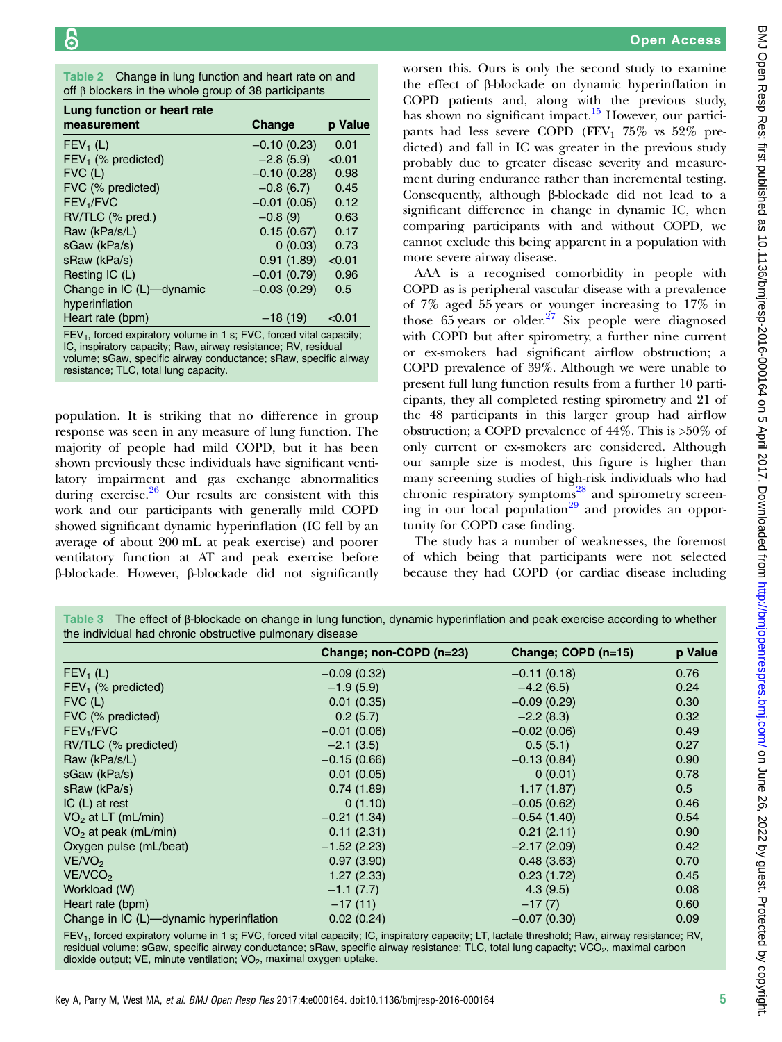**Table 2** Change in lung function and heart rate on and off β blockers in the whole group of 38 participants

| Lung function or heart rate measurement | Change | p Value |
|---|---|---|
| $FEV_1$ (L) | −0.10 (0.23) | 0.01 |
| $FEV_1$ (% predicted) | −2.8 (5.9) | <0.01 |
| FVC (L) | −0.10 (0.28) | 0.98 |
| FVC (% predicted) | −0.8 (6.7) | 0.45 |
| $FEV_1$/FVC | −0.01 (0.05) | 0.12 |
| RV/TLC (% pred.) | −0.8 (9) | 0.63 |
| Raw (kPa/s/L) | 0.15 (0.67) | 0.17 |
| sGaw (kPa/s) | 0 (0.03) | 0.73 |
| sRaw (kPa/s) | 0.91 (1.89) | <0.01 |
| Resting IC (L) | −0.01 (0.79) | 0.96 |
| Change in IC (L)—dynamic hyperinflation | −0.03 (0.29) | 0.5 |
| Heart rate (bpm) | −18 (19) | <0.01 |

$FEV_1$, forced expiratory volume in 1 s; FVC, forced vital capacity; IC, inspiratory capacity; Raw, airway resistance; RV, residual volume; sGaw, specific airway conductance; sRaw, specific airway resistance; TLC, total lung capacity.

population. It is striking that no difference in group response was seen in any measure of lung function. The majority of people had mild COPD, but it has been shown previously these individuals have significant ventilatory impairment and gas exchange abnormalities during exercise.[26] Our results are consistent with this work and our participants with generally mild COPD showed significant dynamic hyperinflation (IC fell by an average of about 200 mL at peak exercise) and poorer ventilatory function at AT and peak exercise before β-blockade. However, β-blockade did not significantly worsen this. Ours is only the second study to examine the effect of β-blockade on dynamic hyperinflation in COPD patients and, along with the previous study, has shown no significant impact.[15] However, our participants had less severe COPD ($FEV_1$ 75% vs 52% predicted) and fall in IC was greater in the previous study probably due to greater disease severity and measurement during endurance rather than incremental testing. Consequently, although β-blockade did not lead to a significant difference in change in dynamic IC, when comparing participants with and without COPD, we cannot exclude this being apparent in a population with more severe airway disease.

AAA is a recognised comorbidity in people with COPD as is peripheral vascular disease with a prevalence of 7% aged 55 years or younger increasing to 17% in those 65 years or older.[27] Six people were diagnosed with COPD but after spirometry, a further nine current or ex-smokers had significant airflow obstruction; a COPD prevalence of 39%. Although we were unable to present full lung function results from a further 10 participants, they all completed resting spirometry and 21 of the 48 participants in this larger group had airflow obstruction; a COPD prevalence of 44%. This is >50% of only current or ex-smokers are considered. Although our sample size is modest, this figure is higher than many screening studies of high-risk individuals who had chronic respiratory symptoms[28] and spirometry screening in our local population[29] and provides an opportunity for COPD case finding.

The study has a number of weaknesses, the foremost of which being that participants were not selected because they had COPD (or cardiac disease including

**Table 3** The effect of β-blockade on change in lung function, dynamic hyperinflation and peak exercise according to whether the individual had chronic obstructive pulmonary disease

| | Change; non-COPD (n=23) | Change; COPD (n=15) | p Value |
|---|---|---|---|
| $FEV_1$ (L) | −0.09 (0.32) | −0.11 (0.18) | 0.76 |
| $FEV_1$ (% predicted) | −1.9 (5.9) | −4.2 (6.5) | 0.24 |
| FVC (L) | 0.01 (0.35) | −0.09 (0.29) | 0.30 |
| FVC (% predicted) | 0.2 (5.7) | −2.2 (8.3) | 0.32 |
| $FEV_1$/FVC | −0.01 (0.06) | −0.02 (0.06) | 0.49 |
| RV/TLC (% predicted) | −2.1 (3.5) | 0.5 (5.1) | 0.27 |
| Raw (kPa/s/L) | −0.15 (0.66) | −0.13 (0.84) | 0.90 |
| sGaw (kPa/s) | 0.01 (0.05) | 0 (0.01) | 0.78 |
| sRaw (kPa/s) | 0.74 (1.89) | 1.17 (1.87) | 0.5 |
| IC (L) at rest | 0 (1.10) | −0.05 (0.62) | 0.46 |
| $VO_2$ at LT (mL/min) | −0.21 (1.34) | −0.54 (1.40) | 0.54 |
| $VO_2$ at peak (mL/min) | 0.11 (2.31) | 0.21 (2.11) | 0.90 |
| Oxygen pulse (mL/beat) | −1.52 (2.23) | −2.17 (2.09) | 0.42 |
| VE/$VO_2$ | 0.97 (3.90) | 0.48 (3.63) | 0.70 |
| VE/$VCO_2$ | 1.27 (2.33) | 0.23 (1.72) | 0.45 |
| Workload (W) | −1.1 (7.7) | 4.3 (9.5) | 0.08 |
| Heart rate (bpm) | −17 (11) | −17 (7) | 0.60 |
| Change in IC (L)—dynamic hyperinflation | 0.02 (0.24) | −0.07 (0.30) | 0.09 |

$FEV_1$, forced expiratory volume in 1 s; FVC, forced vital capacity; IC, inspiratory capacity; LT, lactate threshold; Raw, airway resistance; RV, residual volume; sGaw, specific airway conductance; sRaw, specific airway resistance; TLC, total lung capacity; $VCO_2$, maximal carbon dioxide output; VE, minute ventilation; $VO_2$, maximal oxygen uptake.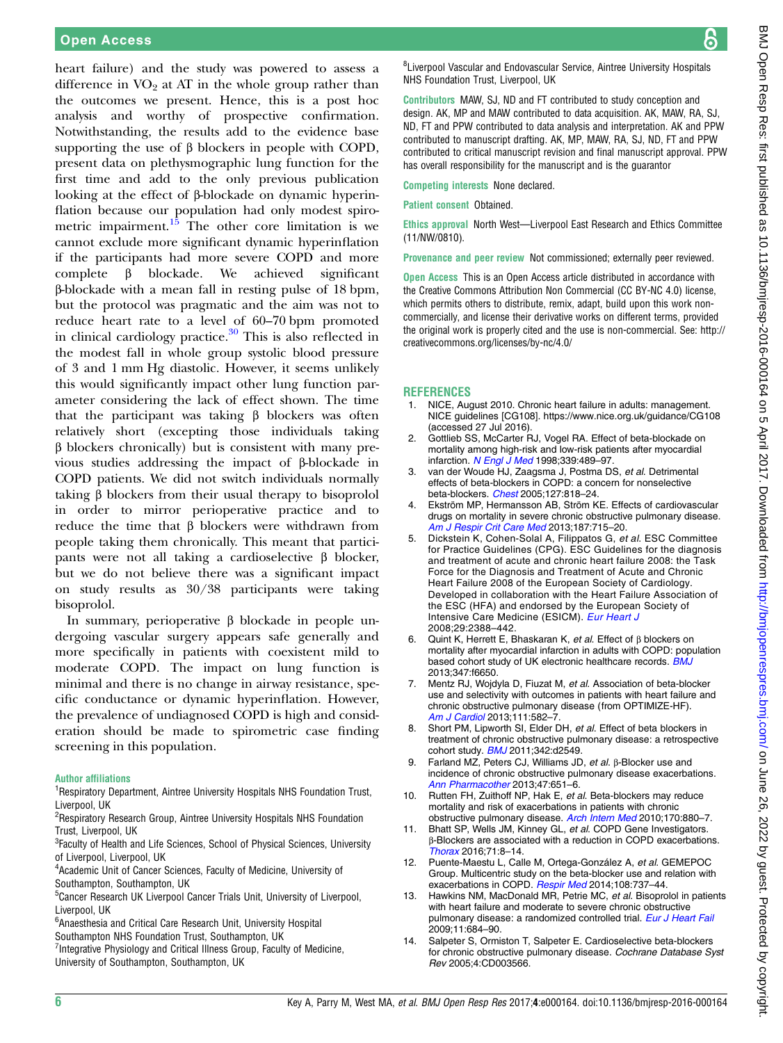heart failure) and the study was powered to assess a difference in $VO_2$ at AT in the whole group rather than the outcomes we present. Hence, this is a post hoc analysis and worthy of prospective confirmation. Notwithstanding, the results add to the evidence base supporting the use of β blockers in people with COPD, present data on plethysmographic lung function for the first time and add to the only previous publication looking at the effect of β-blockade on dynamic hyperinflation because our population had only modest spirometric impairment.[15] The other core limitation is we cannot exclude more significant dynamic hyperinflation if the participants had more severe COPD and more complete β blockade. We achieved significant β-blockade with a mean fall in resting pulse of 18 bpm, but the protocol was pragmatic and the aim was not to reduce heart rate to a level of 60–70 bpm promoted in clinical cardiology practice.[30] This is also reflected in the modest fall in whole group systolic blood pressure of 3 and 1 mm Hg diastolic. However, it seems unlikely this would significantly impact other lung function parameter considering the lack of effect shown. The time that the participant was taking β blockers was often relatively short (excepting those individuals taking β blockers chronically) but is consistent with many previous studies addressing the impact of β-blockade in COPD patients. We did not switch individuals normally taking β blockers from their usual therapy to bisoprolol in order to mirror perioperative practice and to reduce the time that β blockers were withdrawn from people taking them chronically. This meant that participants were not all taking a cardioselective β blocker, but we do not believe there was a significant impact on study results as 30/38 participants were taking bisoprolol.

In summary, perioperative β blockade in people undergoing vascular surgery appears safe generally and more specifically in patients with coexistent mild to moderate COPD. The impact on lung function is minimal and there is no change in airway resistance, specific conductance or dynamic hyperinflation. However, the prevalence of undiagnosed COPD is high and consideration should be made to spirometric case finding screening in this population.

**Author affiliations**

[1]Respiratory Department, Aintree University Hospitals NHS Foundation Trust, Liverpool, UK
[2]Respiratory Research Group, Aintree University Hospitals NHS Foundation Trust, Liverpool, UK
[3]Faculty of Health and Life Sciences, School of Physical Sciences, University of Liverpool, Liverpool, UK
[4]Academic Unit of Cancer Sciences, Faculty of Medicine, University of Southampton, Southampton, UK
[5]Cancer Research UK Liverpool Cancer Trials Unit, University of Liverpool, Liverpool, UK
[6]Anaesthesia and Critical Care Research Unit, University Hospital Southampton NHS Foundation Trust, Southampton, UK
[7]Integrative Physiology and Critical Illness Group, Faculty of Medicine, University of Southampton, Southampton, UK
[8]Liverpool Vascular and Endovascular Service, Aintree University Hospitals NHS Foundation Trust, Liverpool, UK

**Contributors** MAW, SJ, ND and FT contributed to study conception and design. AK, MP and MAW contributed to data acquisition. AK, MAW, RA, SJ, ND, FT and PPW contributed to data analysis and interpretation. AK and PPW contributed to manuscript drafting. AK, MP, MAW, RA, SJ, ND, FT and PPW contributed to critical manuscript revision and final manuscript approval. PPW has overall responsibility for the manuscript and is the guarantor

**Competing interests** None declared.

**Patient consent** Obtained.

**Ethics approval** North West—Liverpool East Research and Ethics Committee (11/NW/0810).

**Provenance and peer review** Not commissioned; externally peer reviewed.

**Open Access** This is an Open Access article distributed in accordance with the Creative Commons Attribution Non Commercial (CC BY-NC 4.0) license, which permits others to distribute, remix, adapt, build upon this work non-commercially, and license their derivative works on different terms, provided the original work is properly cited and the use is non-commercial. See: http://creativecommons.org/licenses/by-nc/4.0/

## REFERENCES

1. NICE, August 2010. Chronic heart failure in adults: management. NICE guidelines [CG108]. https://www.nice.org.uk/guidance/CG108 (accessed 27 Jul 2016).
2. Gottlieb SS, McCarter RJ, Vogel RA. Effect of beta-blockade on mortality among high-risk and low-risk patients after myocardial infarction. *N Engl J Med* 1998;339:489–97.
3. van der Woude HJ, Zaagsma J, Postma DS, *et al*. Detrimental effects of beta-blockers in COPD: a concern for nonselective beta-blockers. *Chest* 2005;127:818–24.
4. Ekström MP, Hermansson AB, Ström KE. Effects of cardiovascular drugs on mortality in severe chronic obstructive pulmonary disease. *Am J Respir Crit Care Med* 2013;187:715–20.
5. Dickstein K, Cohen-Solal A, Filippatos G, *et al*. ESC Committee for Practice Guidelines (CPG). ESC Guidelines for the diagnosis and treatment of acute and chronic heart failure 2008: the Task Force for the Diagnosis and Treatment of Acute and Chronic Heart Failure 2008 of the European Society of Cardiology. Developed in collaboration with the Heart Failure Association of the ESC (HFA) and endorsed by the European Society of Intensive Care Medicine (ESICM). *Eur Heart J* 2008;29:2388–442.
6. Quint K, Herrett E, Bhaskaran K, *et al*. Effect of β blockers on mortality after myocardial infarction in adults with COPD: population based cohort study of UK electronic healthcare records. *BMJ* 2013;347:f6650.
7. Mentz RJ, Wojdyla D, Fiuzat M, *et al*. Association of beta-blocker use and selectivity with outcomes in patients with heart failure and chronic obstructive pulmonary disease (from OPTIMIZE-HF). *Am J Cardiol* 2013;111:582–7.
8. Short PM, Lipworth SI, Elder DH, *et al*. Effect of beta blockers in treatment of chronic obstructive pulmonary disease: a retrospective cohort study. *BMJ* 2011;342:d2549.
9. Farland MZ, Peters CJ, Williams JD, *et al*. β-Blocker use and incidence of chronic obstructive pulmonary disease exacerbations. *Ann Pharmacother* 2013;47:651–6.
10. Rutten FH, Zuithoff NP, Hak E, *et al*. Beta-blockers may reduce mortality and risk of exacerbations in patients with chronic obstructive pulmonary disease. *Arch Intern Med* 2010;170:880–7.
11. Bhatt SP, Wells JM, Kinney GL, *et al*. COPD Gene Investigators. β-Blockers are associated with a reduction in COPD exacerbations. *Thorax* 2016;71:8–14.
12. Puente-Maestu L, Calle M, Ortega-González A, *et al*. GEMEPOC Group. Multicentric study on the beta-blocker use and relation with exacerbations in COPD. *Respir Med* 2014;108:737–44.
13. Hawkins NM, MacDonald MR, Petrie MC, *et al*. Bisoprolol in patients with heart failure and moderate to severe chronic obstructive pulmonary disease: a randomized controlled trial. *Eur J Heart Fail* 2009;11:684–90.
14. Salpeter S, Ormiston T, Salpeter E. Cardioselective beta-blockers for chronic obstructive pulmonary disease. *Cochrane Database Syst Rev* 2005;4:CD003566.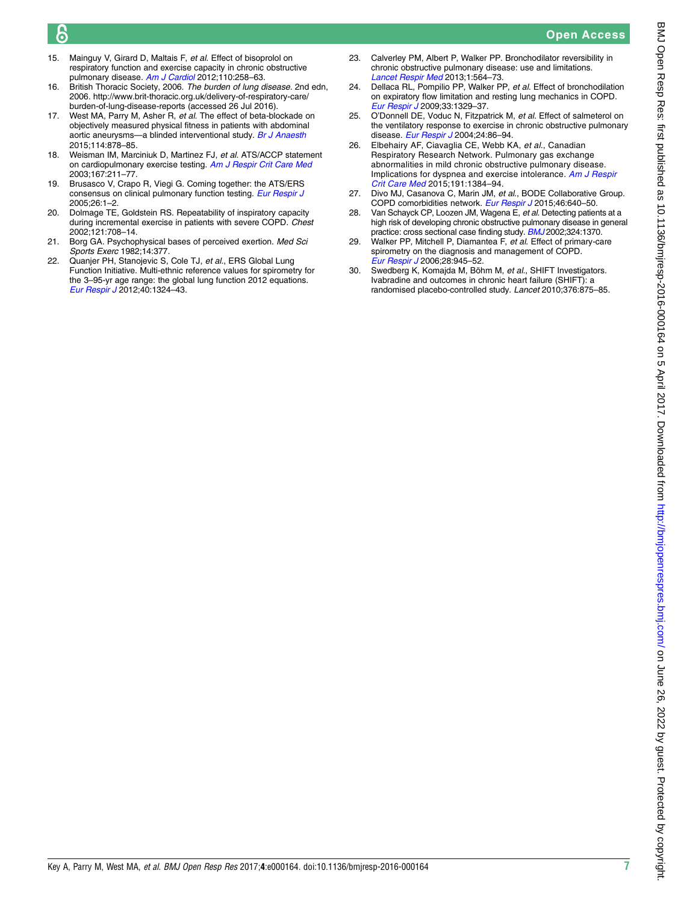15. Mainguy V, Girard D, Maltais F, *et al.* Effect of bisoprolol on respiratory function and exercise capacity in chronic obstructive pulmonary disease. *Am J Cardiol* 2012;110:258–63.
16. British Thoracic Society, 2006. *The burden of lung disease*. 2nd edn, 2006. http://www.brit-thoracic.org.uk/delivery-of-respiratory-care/burden-of-lung-disease-reports (accessed 26 Jul 2016).
17. West MA, Parry M, Asher R, *et al.* The effect of beta-blockade on objectively measured physical fitness in patients with abdominal aortic aneurysms—a blinded interventional study. *Br J Anaesth* 2015;114:878–85.
18. Weisman IM, Marciniuk D, Martinez FJ, *et al.* ATS/ACCP statement on cardiopulmonary exercise testing. *Am J Respir Crit Care Med* 2003;167:211–77.
19. Brusasco V, Crapo R, Viegi G. Coming together: the ATS/ERS consensus on clinical pulmonary function testing. *Eur Respir J* 2005;26:1–2.
20. Dolmage TE, Goldstein RS. Repeatability of inspiratory capacity during incremental exercise in patients with severe COPD. *Chest* 2002;121:708–14.
21. Borg GA. Psychophysical bases of perceived exertion. *Med Sci Sports Exerc* 1982;14:377.
22. Quanjer PH, Stanojevic S, Cole TJ, *et al.*, ERS Global Lung Function Initiative. Multi-ethnic reference values for spirometry for the 3–95-yr age range: the global lung function 2012 equations. *Eur Respir J* 2012;40:1324–43.
23. Calverley PM, Albert P, Walker PP. Bronchodilator reversibility in chronic obstructive pulmonary disease: use and limitations. *Lancet Respir Med* 2013;1:564–73.
24. Dellaca RL, Pompilio PP, Walker PP, *et al.* Effect of bronchodilation on expiratory flow limitation and resting lung mechanics in COPD. *Eur Respir J* 2009;33:1329–37.
25. O'Donnell DE, Voduc N, Fitzpatrick M, *et al.* Effect of salmeterol on the ventilatory response to exercise in chronic obstructive pulmonary disease. *Eur Respir J* 2004;24:86–94.
26. Elbehairy AF, Ciavaglia CE, Webb KA, *et al.*, Canadian Respiratory Research Network. Pulmonary gas exchange abnormalities in mild chronic obstructive pulmonary disease. Implications for dyspnea and exercise intolerance. *Am J Respir Crit Care Med* 2015;191:1384–94.
27. Divo MJ, Casanova C, Marin JM, *et al.*, BODE Collaborative Group. COPD comorbidities network. *Eur Respir J* 2015;46:640–50.
28. Van Schayck CP, Loozen JM, Wagena E, *et al.* Detecting patients at a high risk of developing chronic obstructive pulmonary disease in general practice: cross sectional case finding study. *BMJ* 2002;324:1370.
29. Walker PP, Mitchell P, Diamantea F, *et al.* Effect of primary-care spirometry on the diagnosis and management of COPD. *Eur Respir J* 2006;28:945–52.
30. Swedberg K, Komajda M, Böhm M, *et al.*, SHIFT Investigators. Ivabradine and outcomes in chronic heart failure (SHIFT): a randomised placebo-controlled study. *Lancet* 2010;376:875–85.